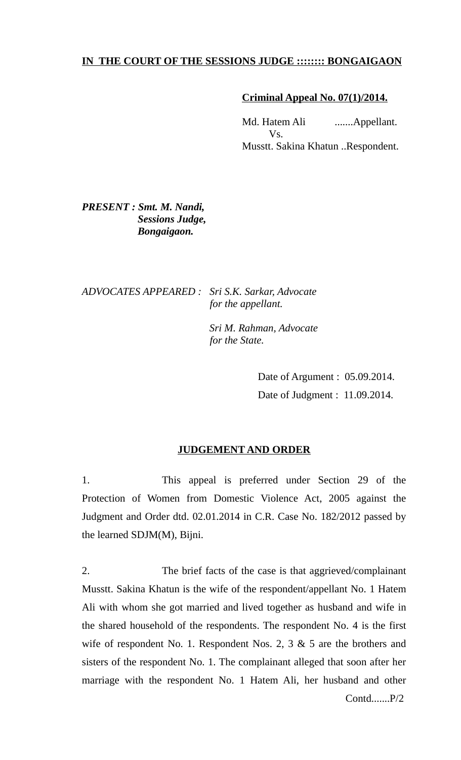**IN THE COURT OF THE SESSIONS JUDGE ::::::: BONGAIGAON**

**Criminal Appeal No. 07(1)/2014.**

Md. Hatem Ali .......Appellant.
Vs.
Musstt. Sakina Khatun ..Respondent.

***PRESENT : Smt. M. Nandi,***
***Sessions Judge,***
***Bongaigaon.***

*ADVOCATES APPEARED : Sri S.K. Sarkar, Advocate for the appellant.*

*Sri M. Rahman, Advocate for the State.*

Date of Argument : 05.09.2014.
Date of Judgment : 11.09.2014.

**JUDGEMENT AND ORDER**

1. This appeal is preferred under Section 29 of the Protection of Women from Domestic Violence Act, 2005 against the Judgment and Order dtd. 02.01.2014 in C.R. Case No. 182/2012 passed by the learned SDJM(M), Bijni.

2. The brief facts of the case is that aggrieved/complainant Musstt. Sakina Khatun is the wife of the respondent/appellant No. 1 Hatem Ali with whom she got married and lived together as husband and wife in the shared household of the respondents. The respondent No. 4 is the first wife of respondent No. 1. Respondent Nos. 2, 3 & 5 are the brothers and sisters of the respondent No. 1. The complainant alleged that soon after her marriage with the respondent No. 1 Hatem Ali, her husband and other

Contd.......P/2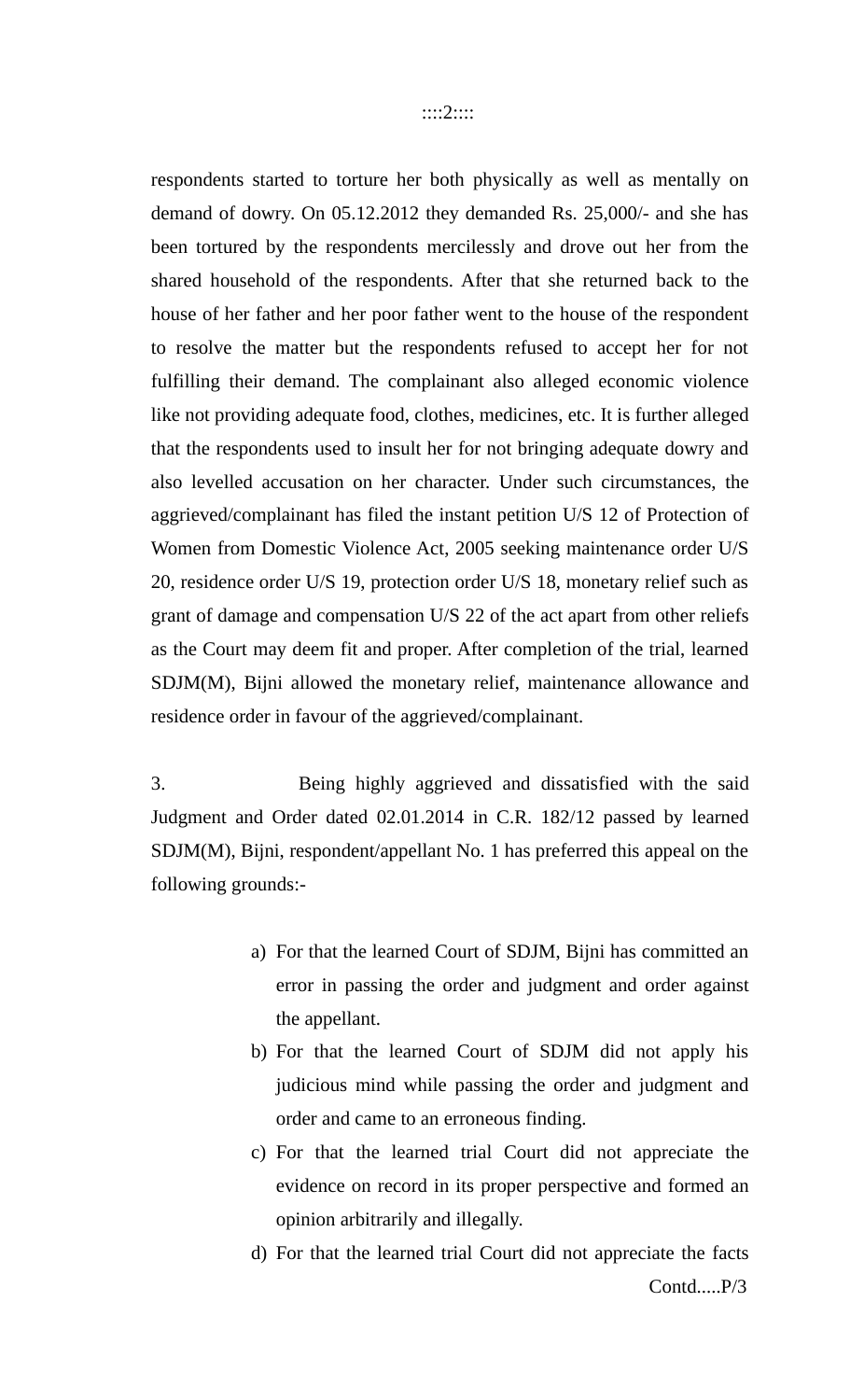respondents started to torture her both physically as well as mentally on demand of dowry. On 05.12.2012 they demanded Rs. 25,000/- and she has been tortured by the respondents mercilessly and drove out her from the shared household of the respondents. After that she returned back to the house of her father and her poor father went to the house of the respondent to resolve the matter but the respondents refused to accept her for not fulfilling their demand. The complainant also alleged economic violence like not providing adequate food, clothes, medicines, etc. It is further alleged that the respondents used to insult her for not bringing adequate dowry and also levelled accusation on her character. Under such circumstances, the aggrieved/complainant has filed the instant petition U/S 12 of Protection of Women from Domestic Violence Act, 2005 seeking maintenance order U/S 20, residence order U/S 19, protection order U/S 18, monetary relief such as grant of damage and compensation U/S 22 of the act apart from other reliefs as the Court may deem fit and proper. After completion of the trial, learned SDJM(M), Bijni allowed the monetary relief, maintenance allowance and residence order in favour of the aggrieved/complainant.

3. Being highly aggrieved and dissatisfied with the said Judgment and Order dated 02.01.2014 in C.R. 182/12 passed by learned SDJM(M), Bijni, respondent/appellant No. 1 has preferred this appeal on the following grounds:-

a) For that the learned Court of SDJM, Bijni has committed an error in passing the order and judgment and order against the appellant.
b) For that the learned Court of SDJM did not apply his judicious mind while passing the order and judgment and order and came to an erroneous finding.
c) For that the learned trial Court did not appreciate the evidence on record in its proper perspective and formed an opinion arbitrarily and illegally.
d) For that the learned trial Court did not appreciate the facts

Contd.....P/3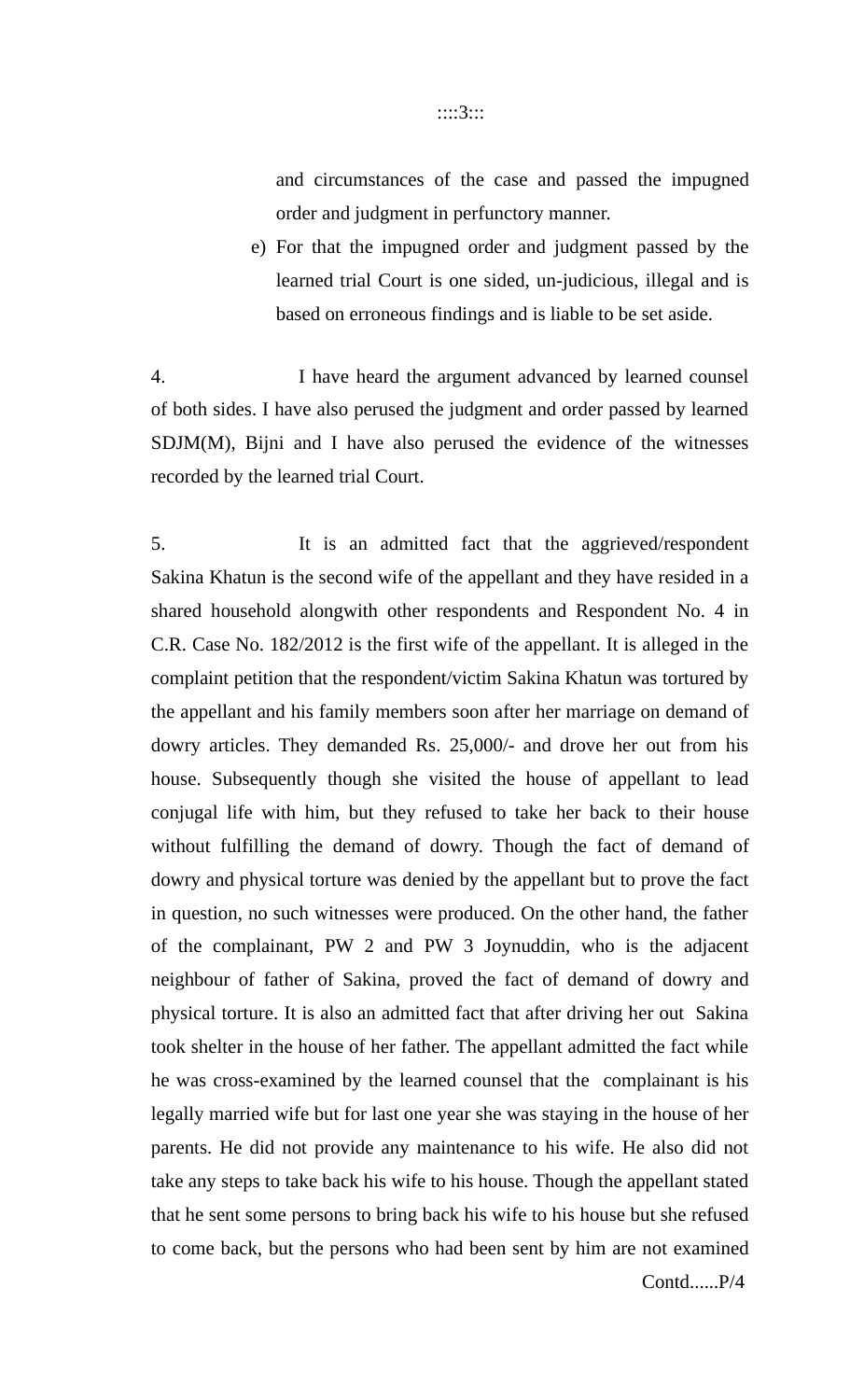and circumstances of the case and passed the impugned order and judgment in perfunctory manner.

e) For that the impugned order and judgment passed by the learned trial Court is one sided, un-judicious, illegal and is based on erroneous findings and is liable to be set aside.

4. I have heard the argument advanced by learned counsel of both sides. I have also perused the judgment and order passed by learned SDJM(M), Bijni and I have also perused the evidence of the witnesses recorded by the learned trial Court.

5. It is an admitted fact that the aggrieved/respondent Sakina Khatun is the second wife of the appellant and they have resided in a shared household alongwith other respondents and Respondent No. 4 in C.R. Case No. 182/2012 is the first wife of the appellant. It is alleged in the complaint petition that the respondent/victim Sakina Khatun was tortured by the appellant and his family members soon after her marriage on demand of dowry articles. They demanded Rs. 25,000/- and drove her out from his house. Subsequently though she visited the house of appellant to lead conjugal life with him, but they refused to take her back to their house without fulfilling the demand of dowry. Though the fact of demand of dowry and physical torture was denied by the appellant but to prove the fact in question, no such witnesses were produced. On the other hand, the father of the complainant, PW 2 and PW 3 Joynuddin, who is the adjacent neighbour of father of Sakina, proved the fact of demand of dowry and physical torture. It is also an admitted fact that after driving her out Sakina took shelter in the house of her father. The appellant admitted the fact while he was cross-examined by the learned counsel that the complainant is his legally married wife but for last one year she was staying in the house of her parents. He did not provide any maintenance to his wife. He also did not take any steps to take back his wife to his house. Though the appellant stated that he sent some persons to bring back his wife to his house but she refused to come back, but the persons who had been sent by him are not examined

Contd......P/4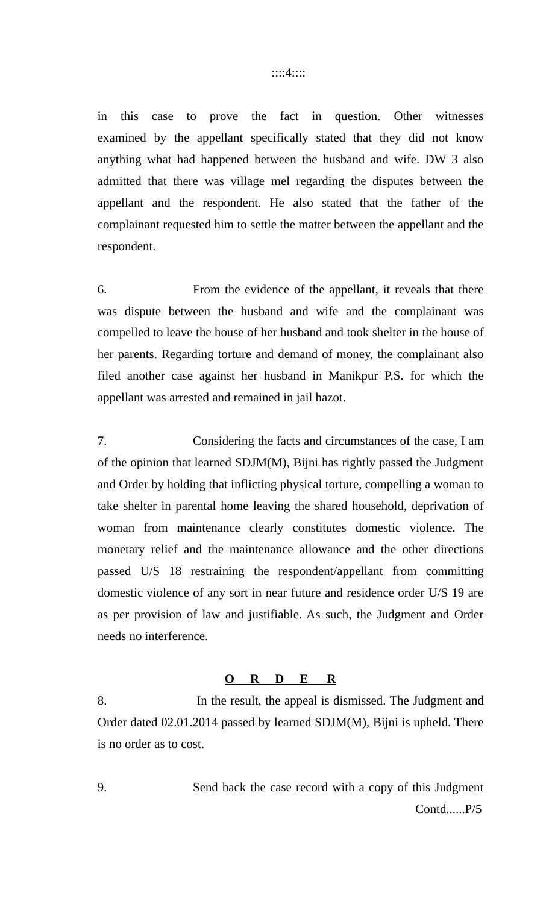in this case to prove the fact in question. Other witnesses examined by the appellant specifically stated that they did not know anything what had happened between the husband and wife. DW 3 also admitted that there was village mel regarding the disputes between the appellant and the respondent. He also stated that the father of the complainant requested him to settle the matter between the appellant and the respondent.

6. From the evidence of the appellant, it reveals that there was dispute between the husband and wife and the complainant was compelled to leave the house of her husband and took shelter in the house of her parents. Regarding torture and demand of money, the complainant also filed another case against her husband in Manikpur P.S. for which the appellant was arrested and remained in jail hazot.

7. Considering the facts and circumstances of the case, I am of the opinion that learned SDJM(M), Bijni has rightly passed the Judgment and Order by holding that inflicting physical torture, compelling a woman to take shelter in parental home leaving the shared household, deprivation of woman from maintenance clearly constitutes domestic violence. The monetary relief and the maintenance allowance and the other directions passed U/S 18 restraining the respondent/appellant from committing domestic violence of any sort in near future and residence order U/S 19 are as per provision of law and justifiable. As such, the Judgment and Order needs no interference.

**O R D E R**

8. In the result, the appeal is dismissed. The Judgment and Order dated 02.01.2014 passed by learned SDJM(M), Bijni is upheld. There is no order as to cost.

9. Send back the case record with a copy of this Judgment

Contd......P/5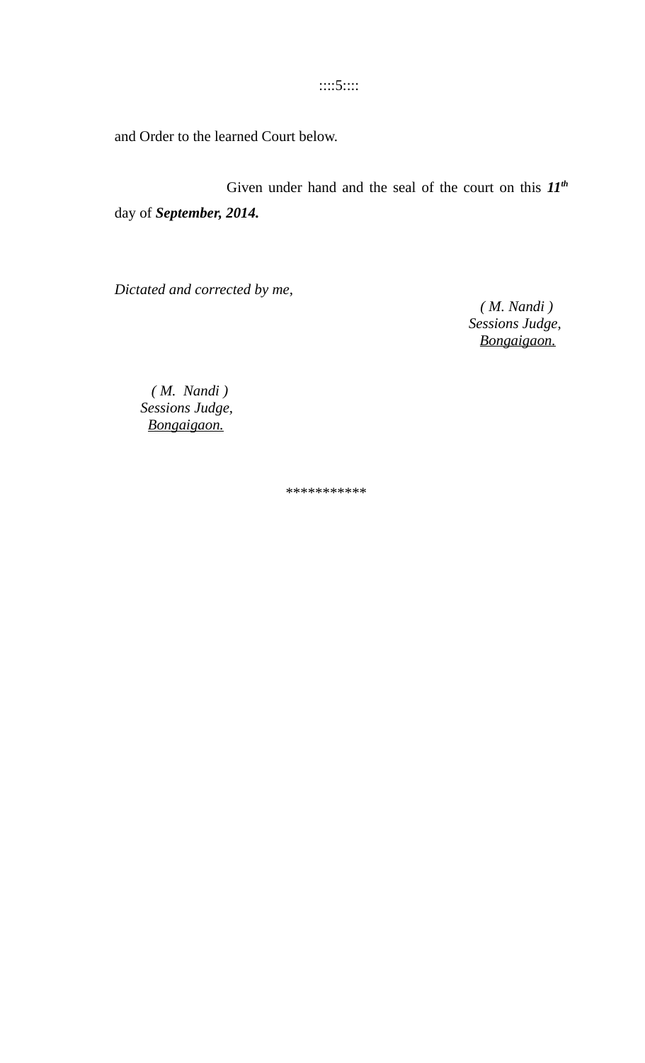and Order to the learned Court below.

Given under hand and the seal of the court on this ***11th*** day of ***September, 2014.***

*Dictated and corrected by me,*

*( M. Nandi )*
*Sessions Judge,*
*Bongaigaon.*

*( M. Nandi )*
*Sessions Judge,*
*Bongaigaon.*

***********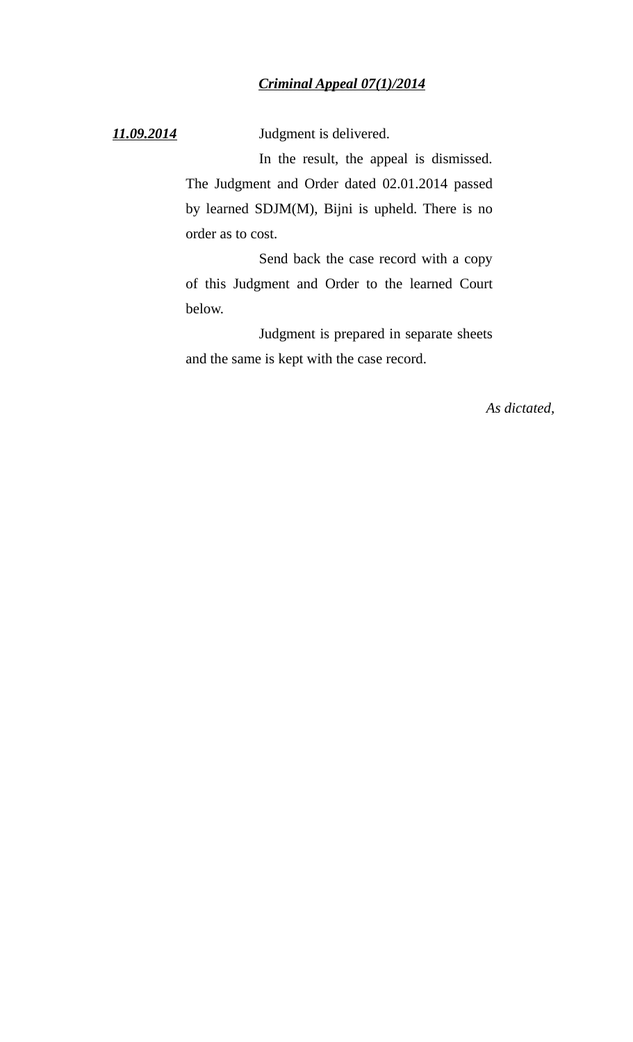***Criminal Appeal 07(1)/2014***

***11.09.2014*** Judgment is delivered.

In the result, the appeal is dismissed. The Judgment and Order dated 02.01.2014 passed by learned SDJM(M), Bijni is upheld. There is no order as to cost.

Send back the case record with a copy of this Judgment and Order to the learned Court below.

Judgment is prepared in separate sheets and the same is kept with the case record.

*As dictated,*